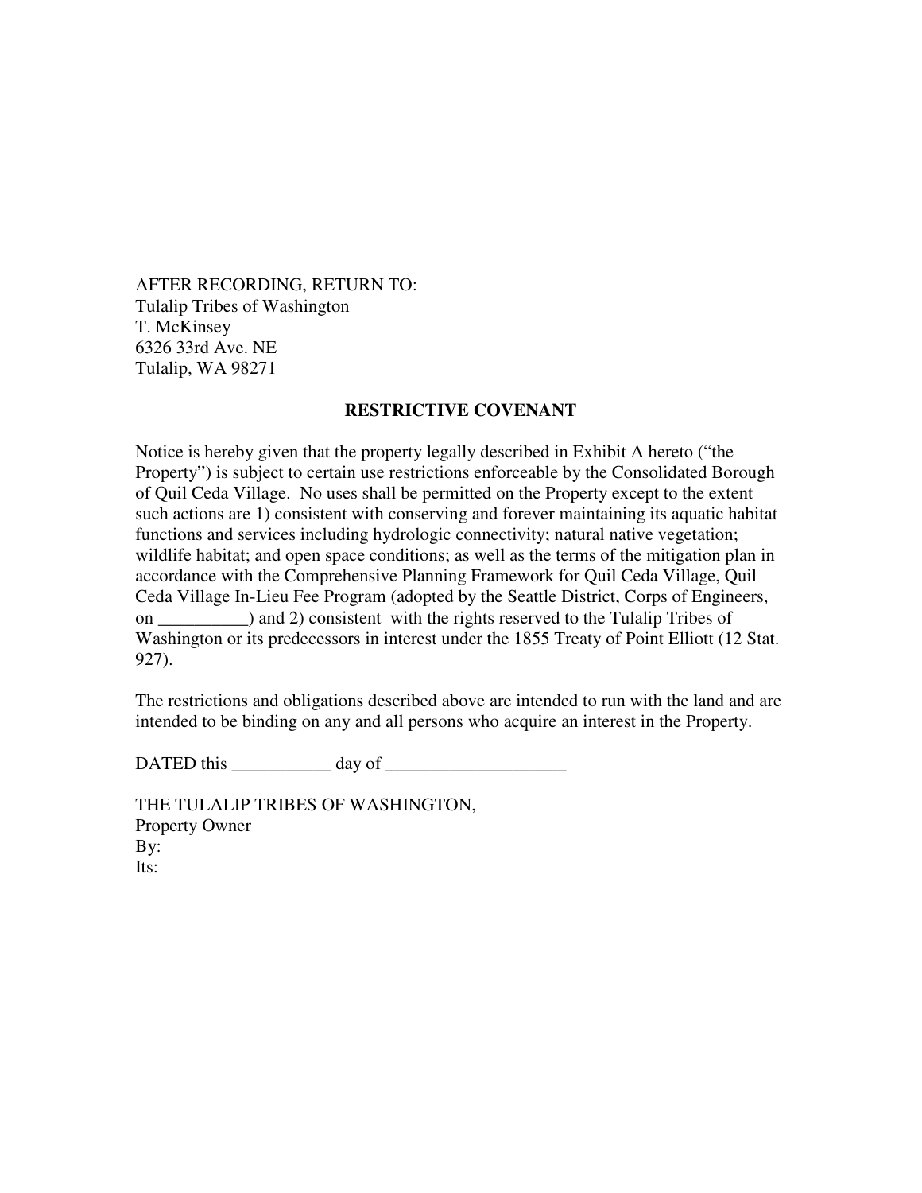AFTER RECORDING, RETURN TO:
Tulalip Tribes of Washington
T. McKinsey
6326 33rd Ave. NE
Tulalip, WA 98271

**RESTRICTIVE COVENANT**

Notice is hereby given that the property legally described in Exhibit A hereto ("the Property") is subject to certain use restrictions enforceable by the Consolidated Borough of Quil Ceda Village. No uses shall be permitted on the Property except to the extent such actions are 1) consistent with conserving and forever maintaining its aquatic habitat functions and services including hydrologic connectivity; natural native vegetation; wildlife habitat; and open space conditions; as well as the terms of the mitigation plan in accordance with the Comprehensive Planning Framework for Quil Ceda Village, Quil Ceda Village In-Lieu Fee Program (adopted by the Seattle District, Corps of Engineers, on __________) and 2) consistent with the rights reserved to the Tulalip Tribes of Washington or its predecessors in interest under the 1855 Treaty of Point Elliott (12 Stat. 927).

The restrictions and obligations described above are intended to run with the land and are intended to be binding on any and all persons who acquire an interest in the Property.

DATED this ___________ day of ____________________

THE TULALIP TRIBES OF WASHINGTON,
Property Owner
By:
Its: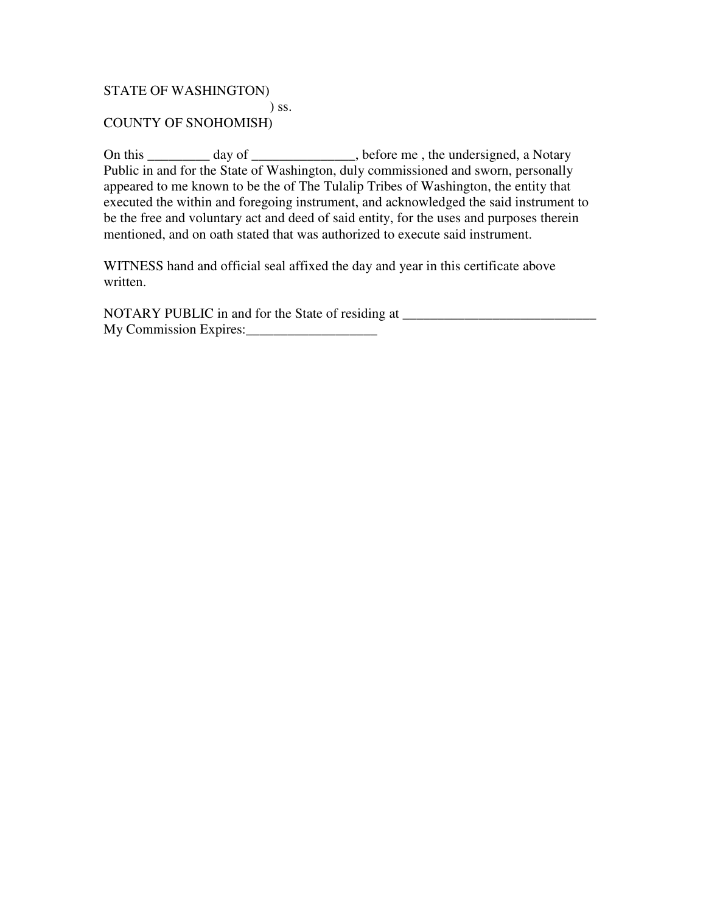STATE OF WASHINGTON)
) ss.
COUNTY OF SNOHOMISH)

On this _________ day of _______________, before me , the undersigned, a Notary Public in and for the State of Washington, duly commissioned and sworn, personally appeared to me known to be the of The Tulalip Tribes of Washington, the entity that executed the within and foregoing instrument, and acknowledged the said instrument to be the free and voluntary act and deed of said entity, for the uses and purposes therein mentioned, and on oath stated that was authorized to execute said instrument.

WITNESS hand and official seal affixed the day and year in this certificate above written.

NOTARY PUBLIC in and for the State of residing at ____________________________
My Commission Expires:___________________